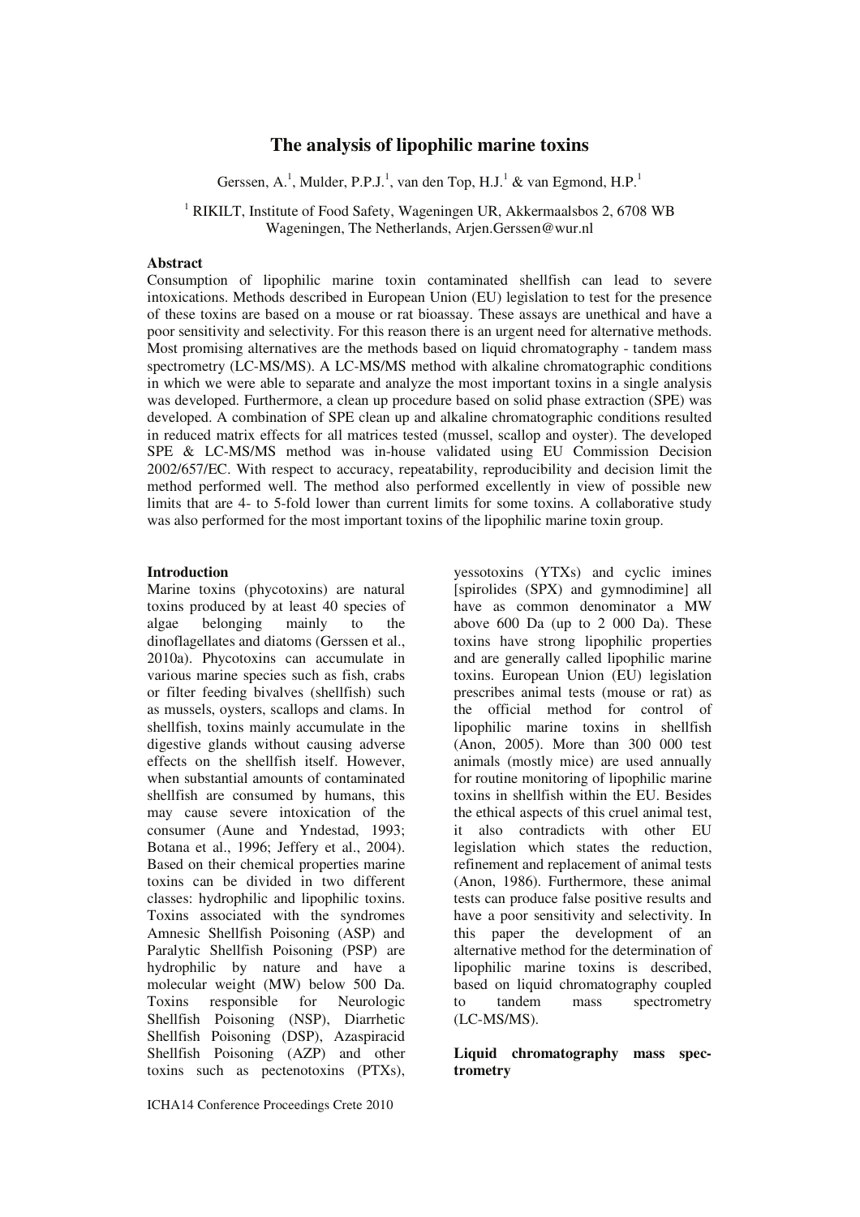# The analysis of lipophilic marine toxins

Gerssen, A.[1], Mulder, P.P.J.[1], van den Top, H.J.[1] & van Egmond, H.P.[1]

[1] RIKILT, Institute of Food Safety, Wageningen UR, Akkermaalsbos 2, 6708 WB Wageningen, The Netherlands, Arjen.Gerssen@wur.nl

## Abstract

Consumption of lipophilic marine toxin contaminated shellfish can lead to severe intoxications. Methods described in European Union (EU) legislation to test for the presence of these toxins are based on a mouse or rat bioassay. These assays are unethical and have a poor sensitivity and selectivity. For this reason there is an urgent need for alternative methods. Most promising alternatives are the methods based on liquid chromatography - tandem mass spectrometry (LC-MS/MS). A LC-MS/MS method with alkaline chromatographic conditions in which we were able to separate and analyze the most important toxins in a single analysis was developed. Furthermore, a clean up procedure based on solid phase extraction (SPE) was developed. A combination of SPE clean up and alkaline chromatographic conditions resulted in reduced matrix effects for all matrices tested (mussel, scallop and oyster). The developed SPE & LC-MS/MS method was in-house validated using EU Commission Decision 2002/657/EC. With respect to accuracy, repeatability, reproducibility and decision limit the method performed well. The method also performed excellently in view of possible new limits that are 4- to 5-fold lower than current limits for some toxins. A collaborative study was also performed for the most important toxins of the lipophilic marine toxin group.

## Introduction

Marine toxins (phycotoxins) are natural toxins produced by at least 40 species of algae belonging mainly to the dinoflagellates and diatoms (Gerssen et al., 2010a). Phycotoxins can accumulate in various marine species such as fish, crabs or filter feeding bivalves (shellfish) such as mussels, oysters, scallops and clams. In shellfish, toxins mainly accumulate in the digestive glands without causing adverse effects on the shellfish itself. However, when substantial amounts of contaminated shellfish are consumed by humans, this may cause severe intoxication of the consumer (Aune and Yndestad, 1993; Botana et al., 1996; Jeffery et al., 2004). Based on their chemical properties marine toxins can be divided in two different classes: hydrophilic and lipophilic toxins. Toxins associated with the syndromes Amnesic Shellfish Poisoning (ASP) and Paralytic Shellfish Poisoning (PSP) are hydrophilic by nature and have a molecular weight (MW) below 500 Da. Toxins responsible for Neurologic Shellfish Poisoning (NSP), Diarrhetic Shellfish Poisoning (DSP), Azaspiracid Shellfish Poisoning (AZP) and other toxins such as pectenotoxins (PTXs), yessotoxins (YTXs) and cyclic imines [spirolides (SPX) and gymnodimine] all have as common denominator a MW above 600 Da (up to 2 000 Da). These toxins have strong lipophilic properties and are generally called lipophilic marine toxins. European Union (EU) legislation prescribes animal tests (mouse or rat) as the official method for control of lipophilic marine toxins in shellfish (Anon, 2005). More than 300 000 test animals (mostly mice) are used annually for routine monitoring of lipophilic marine toxins in shellfish within the EU. Besides the ethical aspects of this cruel animal test, it also contradicts with other EU legislation which states the reduction, refinement and replacement of animal tests (Anon, 1986). Furthermore, these animal tests can produce false positive results and have a poor sensitivity and selectivity. In this paper the development of an alternative method for the determination of lipophilic marine toxins is described, based on liquid chromatography coupled to tandem mass spectrometry (LC-MS/MS).

## Liquid chromatography mass spectrometry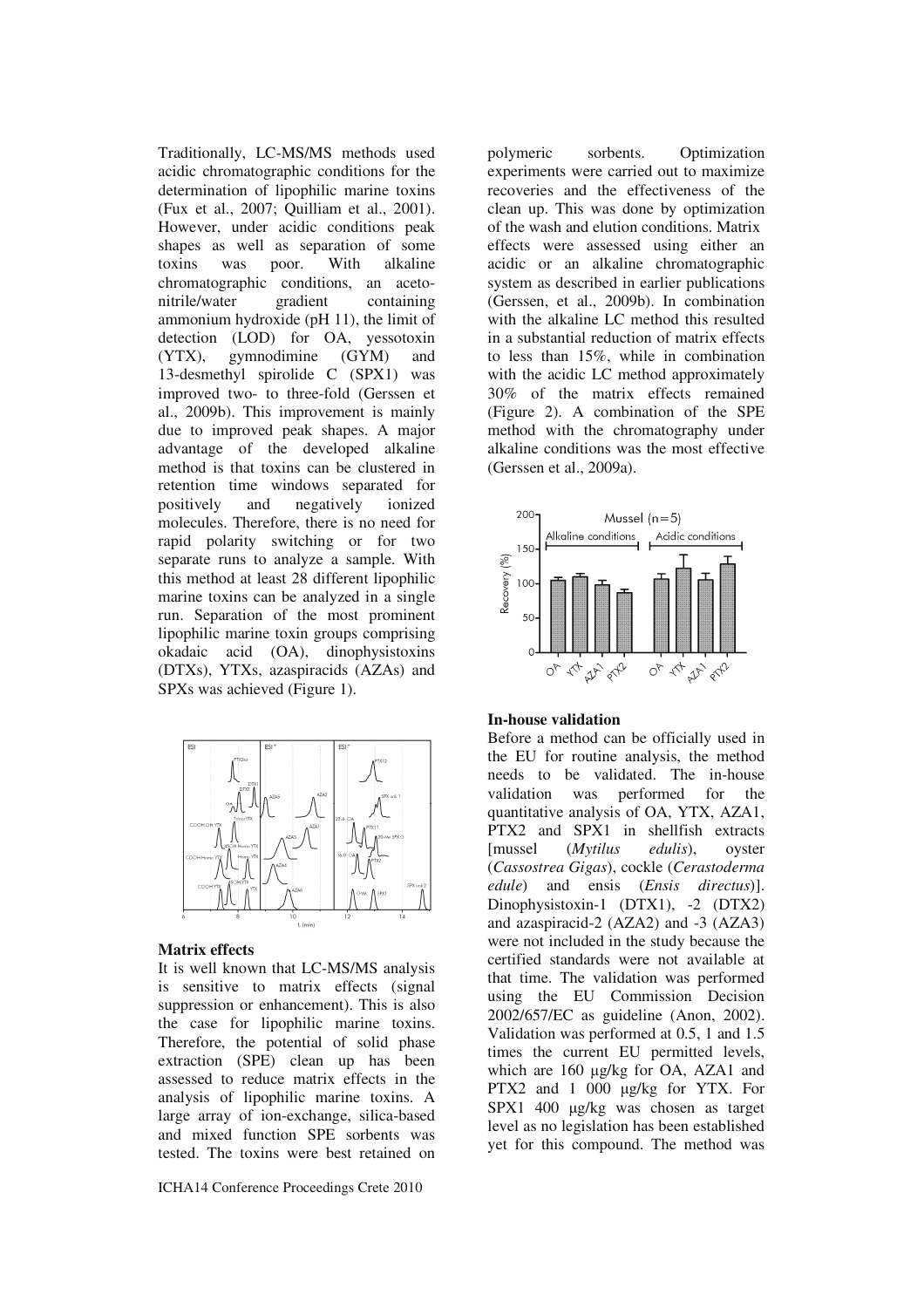Traditionally, LC-MS/MS methods used acidic chromatographic conditions for the determination of lipophilic marine toxins (Fux et al., 2007; Quilliam et al., 2001). However, under acidic conditions peak shapes as well as separation of some toxins was poor. With alkaline chromatographic conditions, an acetonitrile/water gradient containing ammonium hydroxide (pH 11), the limit of detection (LOD) for OA, yessotoxin (YTX), gymnodimine (GYM) and 13-desmethyl spirolide C (SPX1) was improved two- to three-fold (Gerssen et al., 2009b). This improvement is mainly due to improved peak shapes. A major advantage of the developed alkaline method is that toxins can be clustered in retention time windows separated for positively and negatively ionized molecules. Therefore, there is no need for rapid polarity switching or for two separate runs to analyze a sample. With this method at least 28 different lipophilic marine toxins can be analyzed in a single run. Separation of the most prominent lipophilic marine toxin groups comprising okadaic acid (OA), dinophysistoxins (DTXs), YTXs, azaspiracids (AZAs) and SPXs was achieved (Figure 1).

### Matrix effects

It is well known that LC-MS/MS analysis is sensitive to matrix effects (signal suppression or enhancement). This is also the case for lipophilic marine toxins. Therefore, the potential of solid phase extraction (SPE) clean up has been assessed to reduce matrix effects in the analysis of lipophilic marine toxins. A large array of ion-exchange, silica-based and mixed function SPE sorbents was tested. The toxins were best retained on polymeric sorbents. Optimization experiments were carried out to maximize recoveries and the effectiveness of the clean up. This was done by optimization of the wash and elution conditions. Matrix effects were assessed using either an acidic or an alkaline chromatographic system as described in earlier publications (Gerssen, et al., 2009b). In combination with the alkaline LC method this resulted in a substantial reduction of matrix effects to less than 15%, while in combination with the acidic LC method approximately 30% of the matrix effects remained (Figure 2). A combination of the SPE method with the chromatography under alkaline conditions was the most effective (Gerssen et al., 2009a).

### In-house validation

Before a method can be officially used in the EU for routine analysis, the method needs to be validated. The in-house validation was performed for the quantitative analysis of OA, YTX, AZA1, PTX2 and SPX1 in shellfish extracts [mussel (*Mytilus edulis*), oyster (*Cassostrea Gigas*), cockle (*Cerastoderma edule*) and ensis (*Ensis directus*)]. Dinophysistoxin-1 (DTX1), -2 (DTX2) and azaspiracid-2 (AZA2) and -3 (AZA3) were not included in the study because the certified standards were not available at that time. The validation was performed using the EU Commission Decision 2002/657/EC as guideline (Anon, 2002). Validation was performed at 0.5, 1 and 1.5 times the current EU permitted levels, which are 160 µg/kg for OA, AZA1 and PTX2 and 1 000 µg/kg for YTX. For SPX1 400 µg/kg was chosen as target level as no legislation has been established yet for this compound. The method was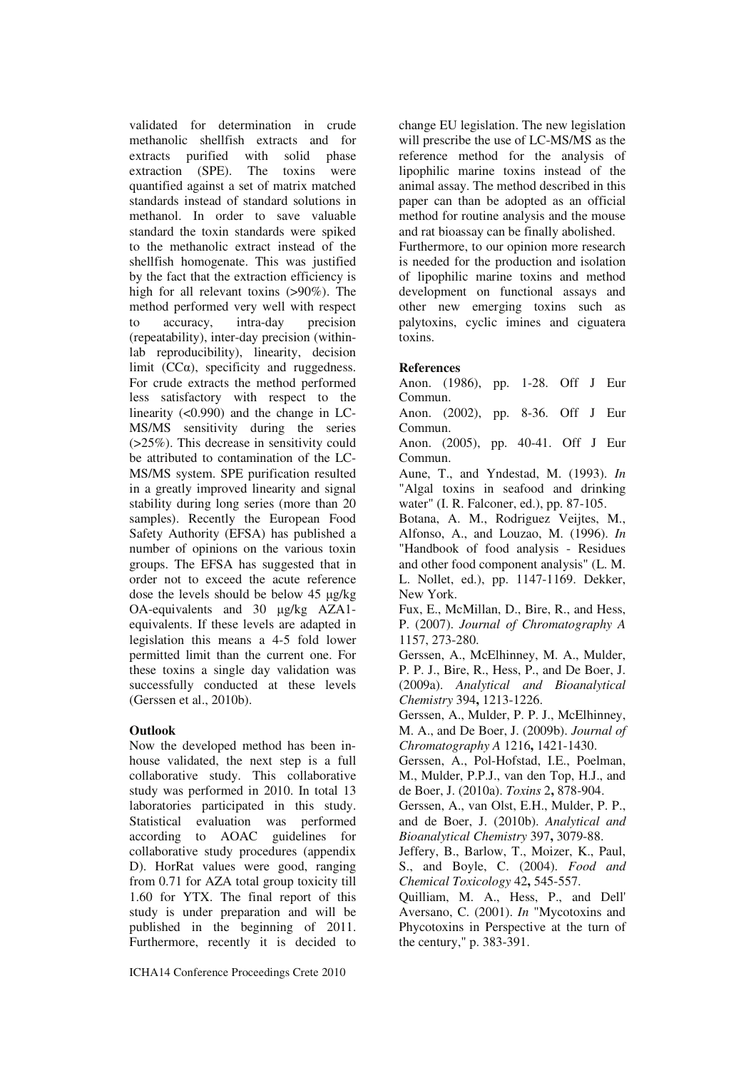validated for determination in crude methanolic shellfish extracts and for extracts purified with solid phase extraction (SPE). The toxins were quantified against a set of matrix matched standards instead of standard solutions in methanol. In order to save valuable standard the toxin standards were spiked to the methanolic extract instead of the shellfish homogenate. This was justified by the fact that the extraction efficiency is high for all relevant toxins (>90%). The method performed very well with respect to accuracy, intra-day precision (repeatability), inter-day precision (within-lab reproducibility), linearity, decision limit (CCα), specificity and ruggedness. For crude extracts the method performed less satisfactory with respect to the linearity (<0.990) and the change in LC-MS/MS sensitivity during the series (>25%). This decrease in sensitivity could be attributed to contamination of the LC-MS/MS system. SPE purification resulted in a greatly improved linearity and signal stability during long series (more than 20 samples). Recently the European Food Safety Authority (EFSA) has published a number of opinions on the various toxin groups. The EFSA has suggested that in order not to exceed the acute reference dose the levels should be below 45 µg/kg OA-equivalents and 30 µg/kg AZA1-equivalents. If these levels are adapted in legislation this means a 4-5 fold lower permitted limit than the current one. For these toxins a single day validation was successfully conducted at these levels (Gerssen et al., 2010b).

**Outlook**

Now the developed method has been in-house validated, the next step is a full collaborative study. This collaborative study was performed in 2010. In total 13 laboratories participated in this study. Statistical evaluation was performed according to AOAC guidelines for collaborative study procedures (appendix D). HorRat values were good, ranging from 0.71 for AZA total group toxicity till 1.60 for YTX. The final report of this study is under preparation and will be published in the beginning of 2011. Furthermore, recently it is decided to change EU legislation. The new legislation will prescribe the use of LC-MS/MS as the reference method for the analysis of lipophilic marine toxins instead of the animal assay. The method described in this paper can than be adopted as an official method for routine analysis and the mouse and rat bioassay can be finally abolished. Furthermore, to our opinion more research is needed for the production and isolation of lipophilic marine toxins and method development on functional assays and other new emerging toxins such as palytoxins, cyclic imines and ciguatera toxins.

**References**

Anon. (1986), pp. 1-28. Off J Eur Commun.

Anon. (2002), pp. 8-36. Off J Eur Commun.

Anon. (2005), pp. 40-41. Off J Eur Commun.

Aune, T., and Yndestad, M. (1993). *In* "Algal toxins in seafood and drinking water" (I. R. Falconer, ed.), pp. 87-105.

Botana, A. M., Rodriguez Veijtes, M., Alfonso, A., and Louzao, M. (1996). *In* "Handbook of food analysis - Residues and other food component analysis" (L. M. L. Nollet, ed.), pp. 1147-1169. Dekker, New York.

Fux, E., McMillan, D., Bire, R., and Hess, P. (2007). *Journal of Chromatography A* 1157, 273-280.

Gerssen, A., McElhinney, M. A., Mulder, P. P. J., Bire, R., Hess, P., and De Boer, J. (2009a). *Analytical and Bioanalytical Chemistry* 394**,** 1213-1226.

Gerssen, A., Mulder, P. P. J., McElhinney, M. A., and De Boer, J. (2009b). *Journal of Chromatography A* 1216**,** 1421-1430.

Gerssen, A., Pol-Hofstad, I.E., Poelman, M., Mulder, P.P.J., van den Top, H.J., and de Boer, J. (2010a). *Toxins* 2**,** 878-904.

Gerssen, A., van Olst, E.H., Mulder, P. P., and de Boer, J. (2010b). *Analytical and Bioanalytical Chemistry* 397**,** 3079-88.

Jeffery, B., Barlow, T., Moizer, K., Paul, S., and Boyle, C. (2004). *Food and Chemical Toxicology* 42**,** 545-557.

Quilliam, M. A., Hess, P., and Dell' Aversano, C. (2001). *In* "Mycotoxins and Phycotoxins in Perspective at the turn of the century," p. 383-391.